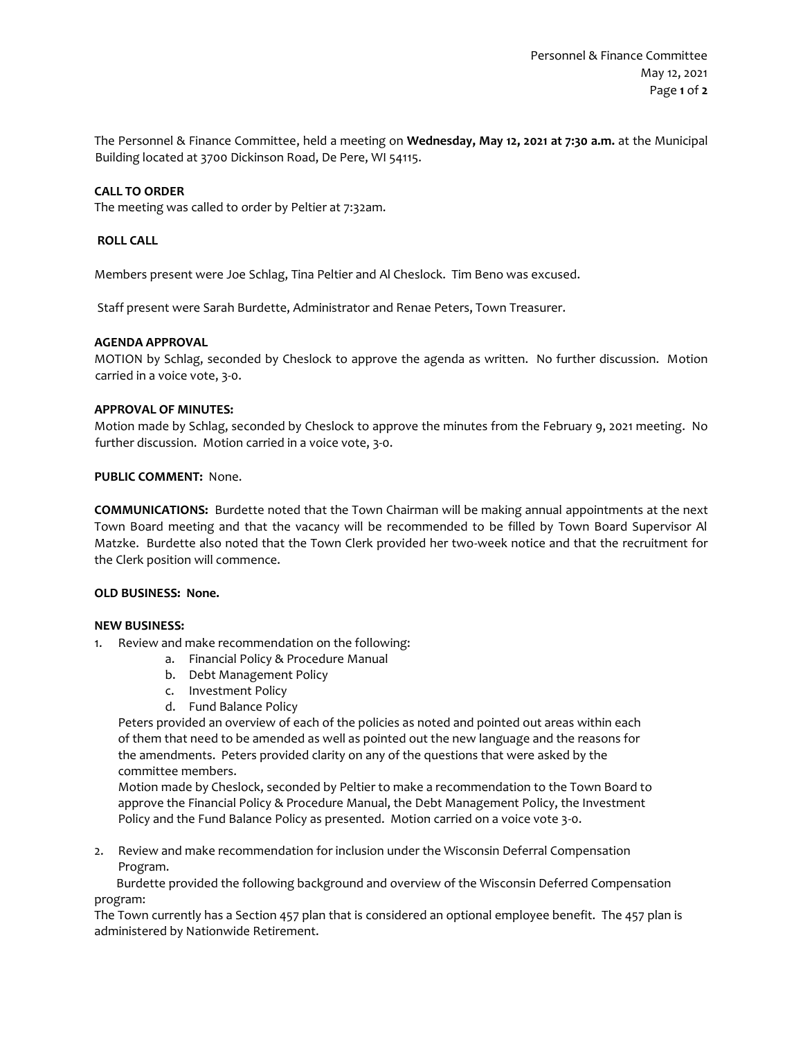The Personnel & Finance Committee, held a meeting on **Wednesday, May 12, 2021 at 7:30 a.m.** at the Municipal Building located at 3700 Dickinson Road, De Pere, WI 54115.

**CALL TO ORDER**

The meeting was called to order by Peltier at 7:32am.

**ROLL CALL**

Members present were Joe Schlag, Tina Peltier and Al Cheslock. Tim Beno was excused.

Staff present were Sarah Burdette, Administrator and Renae Peters, Town Treasurer.

**AGENDA APPROVAL**

MOTION by Schlag, seconded by Cheslock to approve the agenda as written. No further discussion. Motion carried in a voice vote, 3-0.

**APPROVAL OF MINUTES:**

Motion made by Schlag, seconded by Cheslock to approve the minutes from the February 9, 2021 meeting. No further discussion. Motion carried in a voice vote, 3-0.

**PUBLIC COMMENT:** None.

**COMMUNICATIONS:** Burdette noted that the Town Chairman will be making annual appointments at the next Town Board meeting and that the vacancy will be recommended to be filled by Town Board Supervisor Al Matzke. Burdette also noted that the Town Clerk provided her two-week notice and that the recruitment for the Clerk position will commence.

**OLD BUSINESS: None.**

**NEW BUSINESS:**

1. Review and make recommendation on the following:
   a. Financial Policy & Procedure Manual
   b. Debt Management Policy
   c. Investment Policy
   d. Fund Balance Policy

   Peters provided an overview of each of the policies as noted and pointed out areas within each of them that need to be amended as well as pointed out the new language and the reasons for the amendments. Peters provided clarity on any of the questions that were asked by the committee members.

   Motion made by Cheslock, seconded by Peltier to make a recommendation to the Town Board to approve the Financial Policy & Procedure Manual, the Debt Management Policy, the Investment Policy and the Fund Balance Policy as presented. Motion carried on a voice vote 3-0.

2. Review and make recommendation for inclusion under the Wisconsin Deferral Compensation Program.

   Burdette provided the following background and overview of the Wisconsin Deferred Compensation program:

The Town currently has a Section 457 plan that is considered an optional employee benefit. The 457 plan is administered by Nationwide Retirement.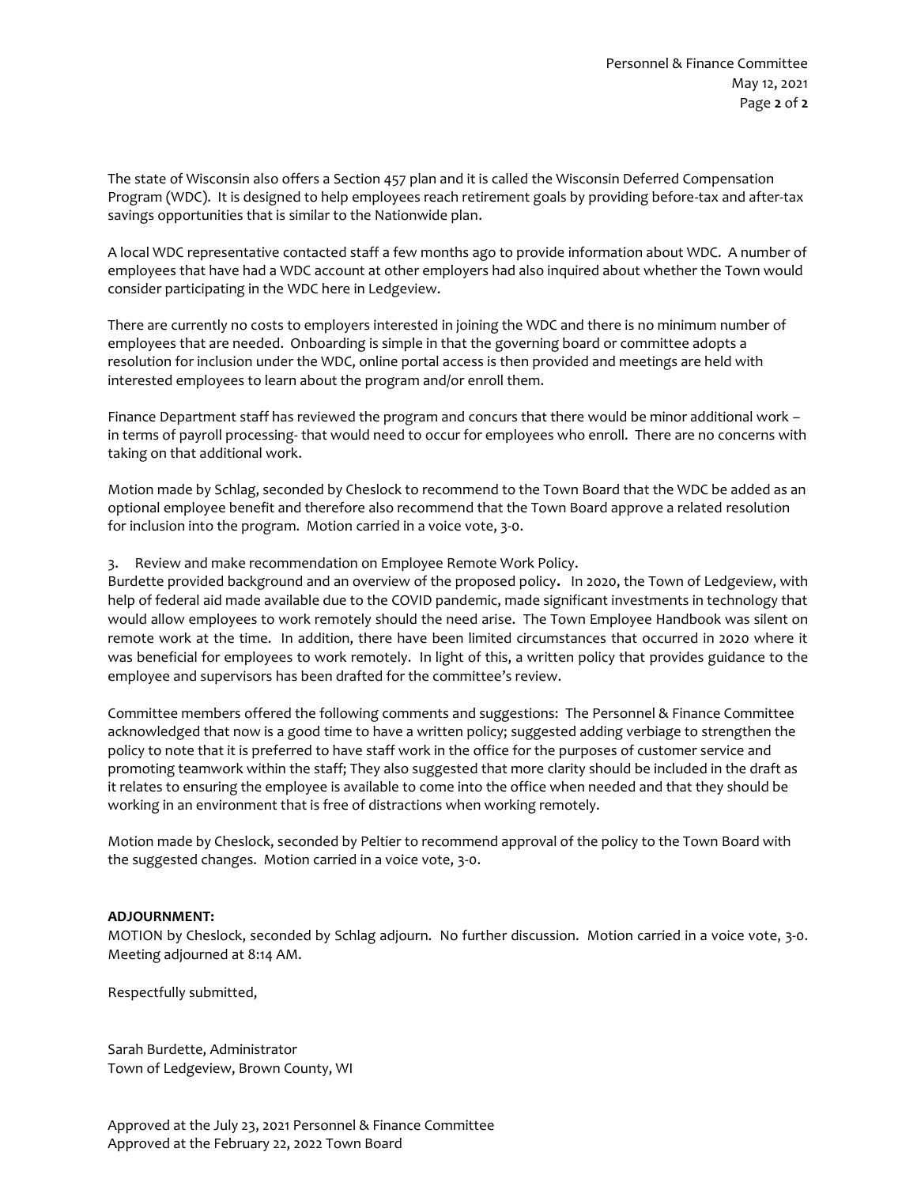The state of Wisconsin also offers a Section 457 plan and it is called the Wisconsin Deferred Compensation Program (WDC). It is designed to help employees reach retirement goals by providing before-tax and after-tax savings opportunities that is similar to the Nationwide plan.

A local WDC representative contacted staff a few months ago to provide information about WDC. A number of employees that have had a WDC account at other employers had also inquired about whether the Town would consider participating in the WDC here in Ledgeview.

There are currently no costs to employers interested in joining the WDC and there is no minimum number of employees that are needed. Onboarding is simple in that the governing board or committee adopts a resolution for inclusion under the WDC, online portal access is then provided and meetings are held with interested employees to learn about the program and/or enroll them.

Finance Department staff has reviewed the program and concurs that there would be minor additional work – in terms of payroll processing- that would need to occur for employees who enroll. There are no concerns with taking on that additional work.

Motion made by Schlag, seconded by Cheslock to recommend to the Town Board that the WDC be added as an optional employee benefit and therefore also recommend that the Town Board approve a related resolution for inclusion into the program. Motion carried in a voice vote, 3-0.

3. Review and make recommendation on Employee Remote Work Policy.

Burdette provided background and an overview of the proposed policy**.** In 2020, the Town of Ledgeview, with help of federal aid made available due to the COVID pandemic, made significant investments in technology that would allow employees to work remotely should the need arise. The Town Employee Handbook was silent on remote work at the time. In addition, there have been limited circumstances that occurred in 2020 where it was beneficial for employees to work remotely. In light of this, a written policy that provides guidance to the employee and supervisors has been drafted for the committee's review.

Committee members offered the following comments and suggestions: The Personnel & Finance Committee acknowledged that now is a good time to have a written policy; suggested adding verbiage to strengthen the policy to note that it is preferred to have staff work in the office for the purposes of customer service and promoting teamwork within the staff; They also suggested that more clarity should be included in the draft as it relates to ensuring the employee is available to come into the office when needed and that they should be working in an environment that is free of distractions when working remotely.

Motion made by Cheslock, seconded by Peltier to recommend approval of the policy to the Town Board with the suggested changes. Motion carried in a voice vote, 3-0.

**ADJOURNMENT:**

MOTION by Cheslock, seconded by Schlag adjourn. No further discussion. Motion carried in a voice vote, 3-0. Meeting adjourned at 8:14 AM.

Respectfully submitted,

Sarah Burdette, Administrator
Town of Ledgeview, Brown County, WI

Approved at the July 23, 2021 Personnel & Finance Committee
Approved at the February 22, 2022 Town Board